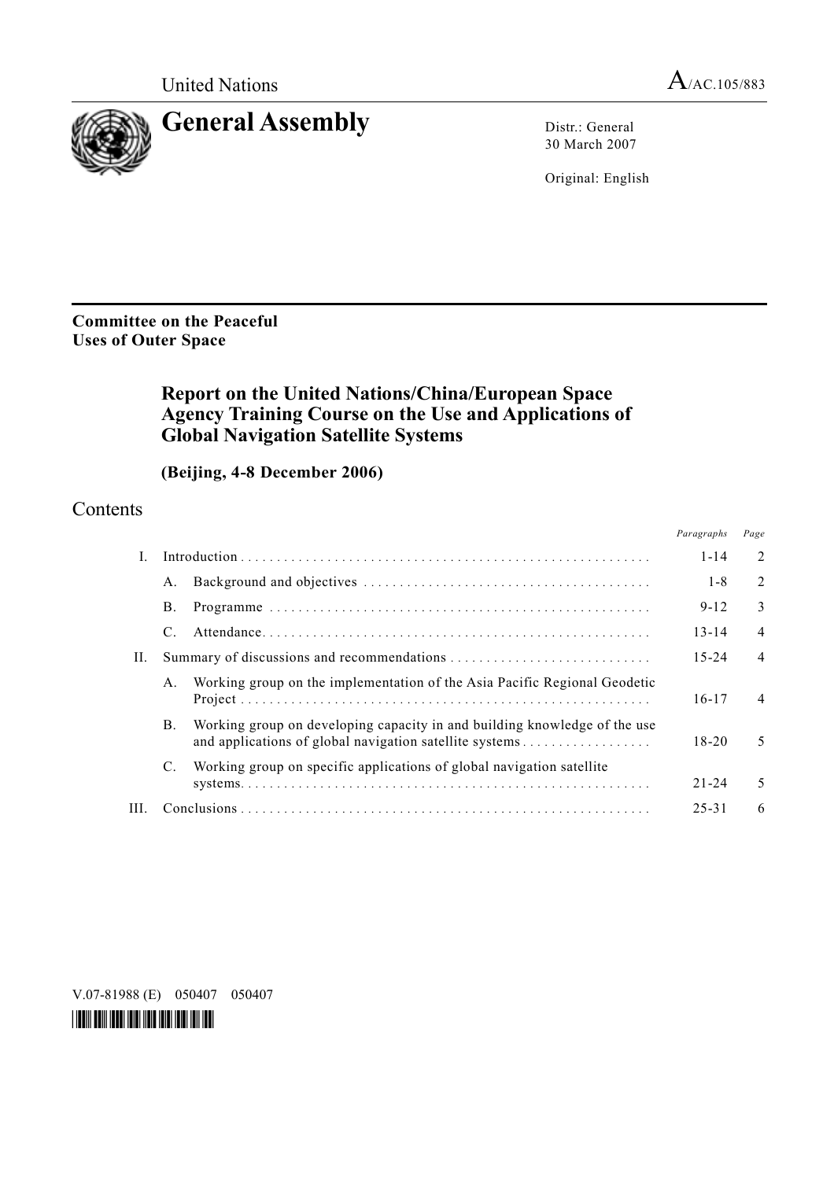United Nations A/AC.105/883

# General Assembly

Distr.: General
30 March 2007

Original: English

**Committee on the Peaceful Uses of Outer Space**

## Report on the United Nations/China/European Space Agency Training Course on the Use and Applications of Global Navigation Satellite Systems

**(Beijing, 4-8 December 2006)**

## Contents

| | | | *Paragraphs* | *Page* |
|---|---|---|---|---|
| I. | Introduction | | 1-14 | 2 |
| | A. | Background and objectives | 1-8 | 2 |
| | B. | Programme | 9-12 | 3 |
| | C. | Attendance | 13-14 | 4 |
| II. | Summary of discussions and recommendations | | 15-24 | 4 |
| | A. | Working group on the implementation of the Asia Pacific Regional Geodetic Project | 16-17 | 4 |
| | B. | Working group on developing capacity in and building knowledge of the use and applications of global navigation satellite systems | 18-20 | 5 |
| | C. | Working group on specific applications of global navigation satellite systems | 21-24 | 5 |
| III. | Conclusions | | 25-31 | 6 |

V.07-81988 (E) 050407 050407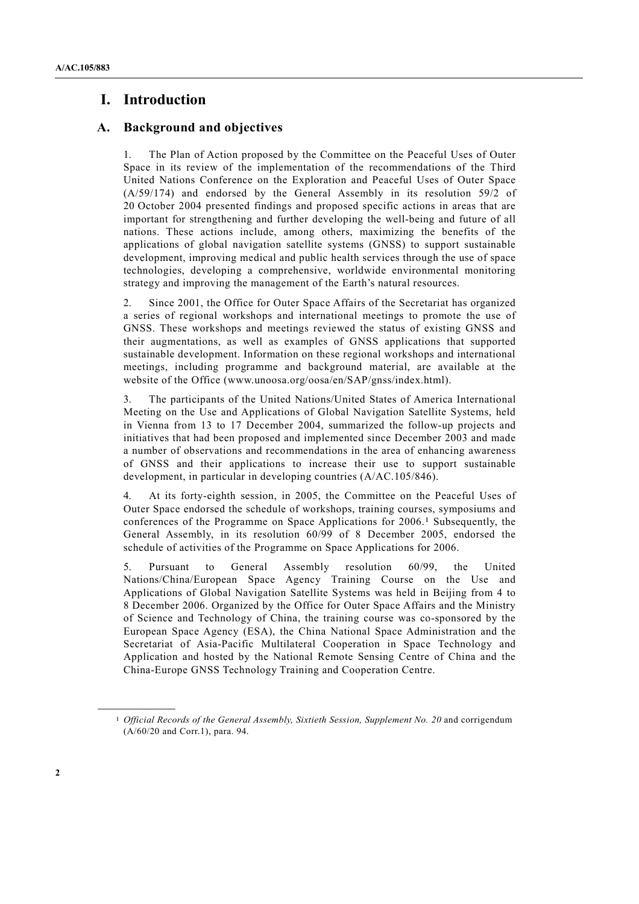# I. Introduction

## A. Background and objectives

1. The Plan of Action proposed by the Committee on the Peaceful Uses of Outer Space in its review of the implementation of the recommendations of the Third United Nations Conference on the Exploration and Peaceful Uses of Outer Space (A/59/174) and endorsed by the General Assembly in its resolution 59/2 of 20 October 2004 presented findings and proposed specific actions in areas that are important for strengthening and further developing the well-being and future of all nations. These actions include, among others, maximizing the benefits of the applications of global navigation satellite systems (GNSS) to support sustainable development, improving medical and public health services through the use of space technologies, developing a comprehensive, worldwide environmental monitoring strategy and improving the management of the Earth's natural resources.

2. Since 2001, the Office for Outer Space Affairs of the Secretariat has organized a series of regional workshops and international meetings to promote the use of GNSS. These workshops and meetings reviewed the status of existing GNSS and their augmentations, as well as examples of GNSS applications that supported sustainable development. Information on these regional workshops and international meetings, including programme and background material, are available at the website of the Office (www.unoosa.org/oosa/en/SAP/gnss/index.html).

3. The participants of the United Nations/United States of America International Meeting on the Use and Applications of Global Navigation Satellite Systems, held in Vienna from 13 to 17 December 2004, summarized the follow-up projects and initiatives that had been proposed and implemented since December 2003 and made a number of observations and recommendations in the area of enhancing awareness of GNSS and their applications to increase their use to support sustainable development, in particular in developing countries (A/AC.105/846).

4. At its forty-eighth session, in 2005, the Committee on the Peaceful Uses of Outer Space endorsed the schedule of workshops, training courses, symposiums and conferences of the Programme on Space Applications for 2006.[1] Subsequently, the General Assembly, in its resolution 60/99 of 8 December 2005, endorsed the schedule of activities of the Programme on Space Applications for 2006.

5. Pursuant to General Assembly resolution 60/99, the United Nations/China/European Space Agency Training Course on the Use and Applications of Global Navigation Satellite Systems was held in Beijing from 4 to 8 December 2006. Organized by the Office for Outer Space Affairs and the Ministry of Science and Technology of China, the training course was co-sponsored by the European Space Agency (ESA), the China National Space Administration and the Secretariat of Asia-Pacific Multilateral Cooperation in Space Technology and Application and hosted by the National Remote Sensing Centre of China and the China-Europe GNSS Technology Training and Cooperation Centre.

[1] *Official Records of the General Assembly, Sixtieth Session, Supplement No. 20* and corrigendum (A/60/20 and Corr.1), para. 94.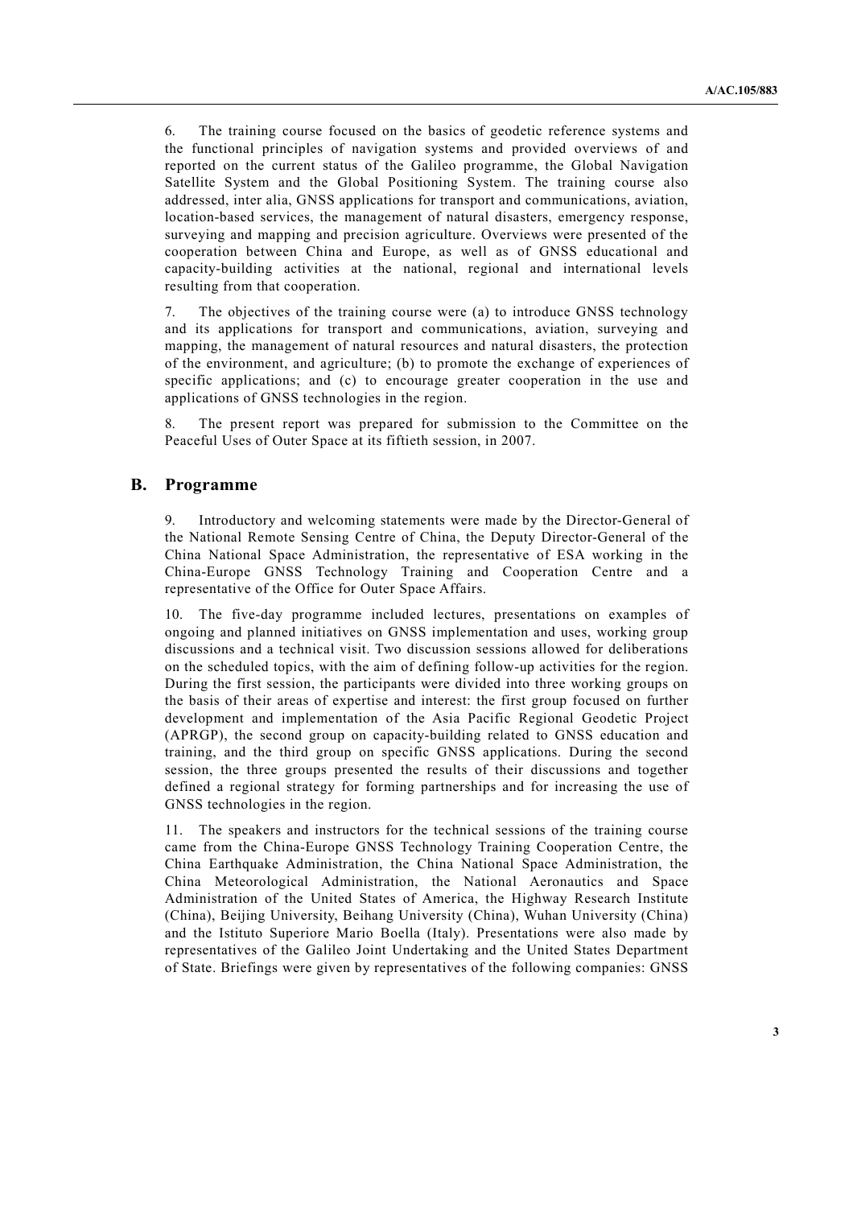6. The training course focused on the basics of geodetic reference systems and the functional principles of navigation systems and provided overviews of and reported on the current status of the Galileo programme, the Global Navigation Satellite System and the Global Positioning System. The training course also addressed, inter alia, GNSS applications for transport and communications, aviation, location-based services, the management of natural disasters, emergency response, surveying and mapping and precision agriculture. Overviews were presented of the cooperation between China and Europe, as well as of GNSS educational and capacity-building activities at the national, regional and international levels resulting from that cooperation.

7. The objectives of the training course were (a) to introduce GNSS technology and its applications for transport and communications, aviation, surveying and mapping, the management of natural resources and natural disasters, the protection of the environment, and agriculture; (b) to promote the exchange of experiences of specific applications; and (c) to encourage greater cooperation in the use and applications of GNSS technologies in the region.

8. The present report was prepared for submission to the Committee on the Peaceful Uses of Outer Space at its fiftieth session, in 2007.

## B. Programme

9. Introductory and welcoming statements were made by the Director-General of the National Remote Sensing Centre of China, the Deputy Director-General of the China National Space Administration, the representative of ESA working in the China-Europe GNSS Technology Training and Cooperation Centre and a representative of the Office for Outer Space Affairs.

10. The five-day programme included lectures, presentations on examples of ongoing and planned initiatives on GNSS implementation and uses, working group discussions and a technical visit. Two discussion sessions allowed for deliberations on the scheduled topics, with the aim of defining follow-up activities for the region. During the first session, the participants were divided into three working groups on the basis of their areas of expertise and interest: the first group focused on further development and implementation of the Asia Pacific Regional Geodetic Project (APRGP), the second group on capacity-building related to GNSS education and training, and the third group on specific GNSS applications. During the second session, the three groups presented the results of their discussions and together defined a regional strategy for forming partnerships and for increasing the use of GNSS technologies in the region.

11. The speakers and instructors for the technical sessions of the training course came from the China-Europe GNSS Technology Training Cooperation Centre, the China Earthquake Administration, the China National Space Administration, the China Meteorological Administration, the National Aeronautics and Space Administration of the United States of America, the Highway Research Institute (China), Beijing University, Beihang University (China), Wuhan University (China) and the Istituto Superiore Mario Boella (Italy). Presentations were also made by representatives of the Galileo Joint Undertaking and the United States Department of State. Briefings were given by representatives of the following companies: GNSS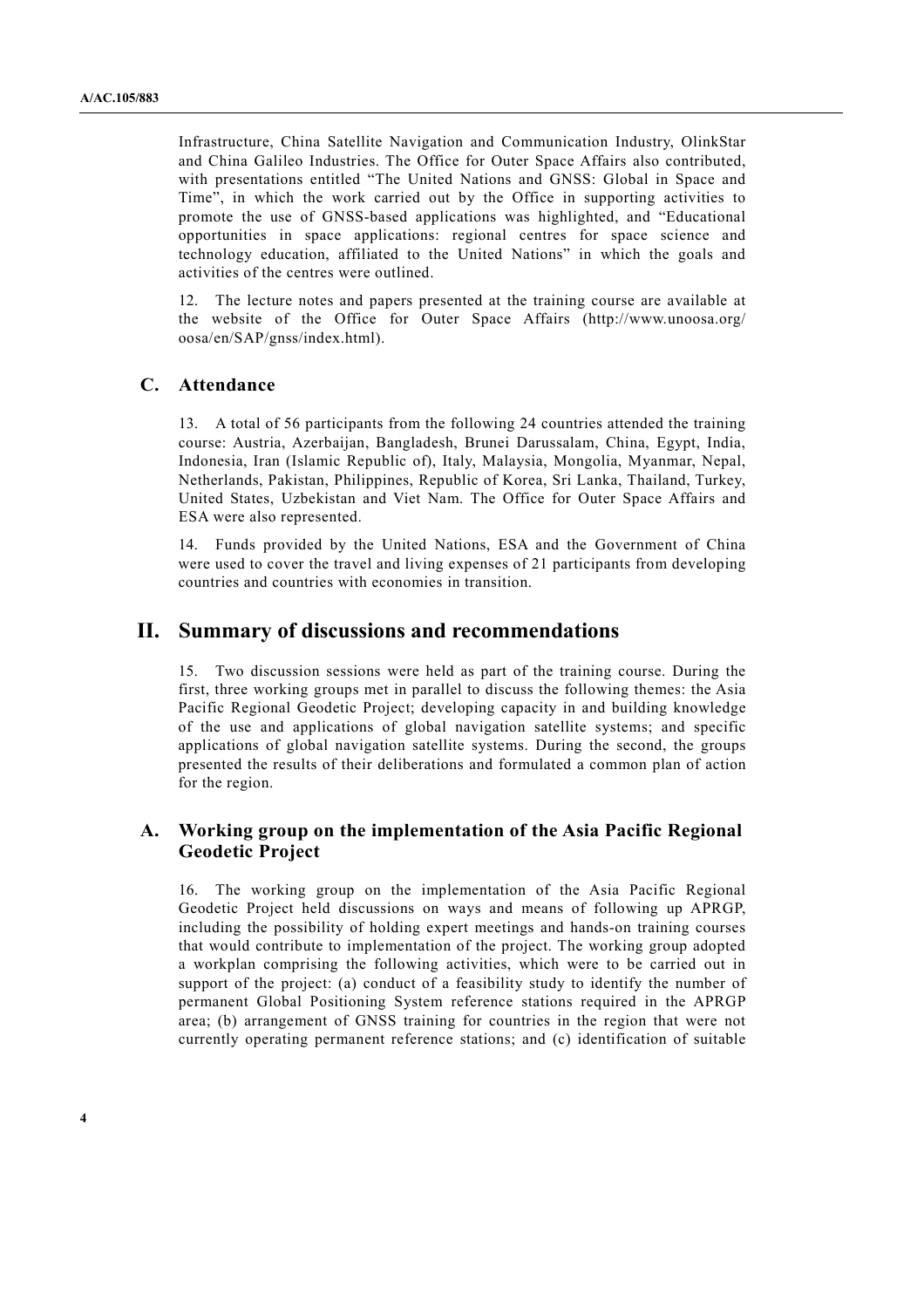Infrastructure, China Satellite Navigation and Communication Industry, OlinkStar and China Galileo Industries. The Office for Outer Space Affairs also contributed, with presentations entitled "The United Nations and GNSS: Global in Space and Time", in which the work carried out by the Office in supporting activities to promote the use of GNSS-based applications was highlighted, and "Educational opportunities in space applications: regional centres for space science and technology education, affiliated to the United Nations" in which the goals and activities of the centres were outlined.

12. The lecture notes and papers presented at the training course are available at the website of the Office for Outer Space Affairs (http://www.unoosa.org/oosa/en/SAP/gnss/index.html).

## C. Attendance

13. A total of 56 participants from the following 24 countries attended the training course: Austria, Azerbaijan, Bangladesh, Brunei Darussalam, China, Egypt, India, Indonesia, Iran (Islamic Republic of), Italy, Malaysia, Mongolia, Myanmar, Nepal, Netherlands, Pakistan, Philippines, Republic of Korea, Sri Lanka, Thailand, Turkey, United States, Uzbekistan and Viet Nam. The Office for Outer Space Affairs and ESA were also represented.

14. Funds provided by the United Nations, ESA and the Government of China were used to cover the travel and living expenses of 21 participants from developing countries and countries with economies in transition.

# II. Summary of discussions and recommendations

15. Two discussion sessions were held as part of the training course. During the first, three working groups met in parallel to discuss the following themes: the Asia Pacific Regional Geodetic Project; developing capacity in and building knowledge of the use and applications of global navigation satellite systems; and specific applications of global navigation satellite systems. During the second, the groups presented the results of their deliberations and formulated a common plan of action for the region.

## A. Working group on the implementation of the Asia Pacific Regional Geodetic Project

16. The working group on the implementation of the Asia Pacific Regional Geodetic Project held discussions on ways and means of following up APRGP, including the possibility of holding expert meetings and hands-on training courses that would contribute to implementation of the project. The working group adopted a workplan comprising the following activities, which were to be carried out in support of the project: (a) conduct of a feasibility study to identify the number of permanent Global Positioning System reference stations required in the APRGP area; (b) arrangement of GNSS training for countries in the region that were not currently operating permanent reference stations; and (c) identification of suitable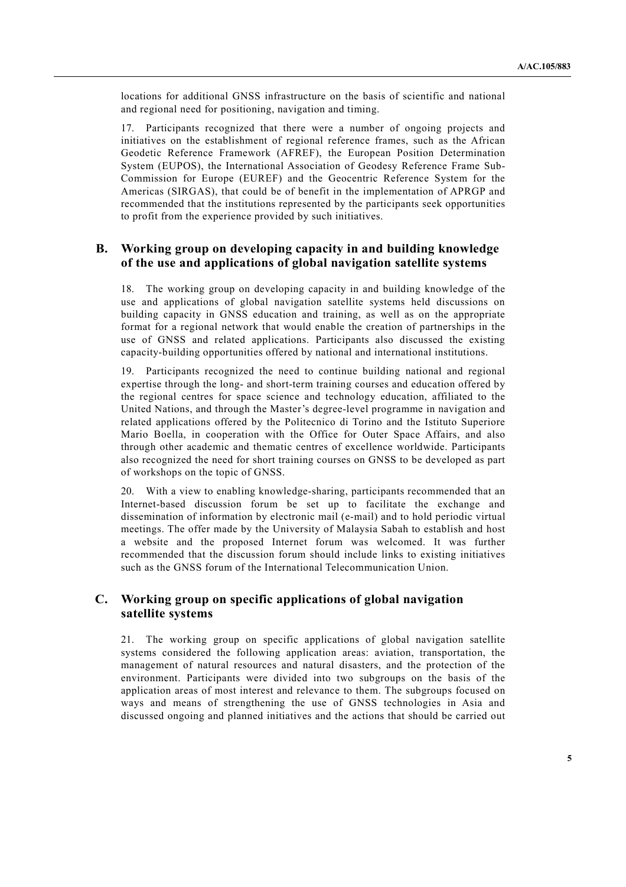locations for additional GNSS infrastructure on the basis of scientific and national and regional need for positioning, navigation and timing.

17. Participants recognized that there were a number of ongoing projects and initiatives on the establishment of regional reference frames, such as the African Geodetic Reference Framework (AFREF), the European Position Determination System (EUPOS), the International Association of Geodesy Reference Frame Sub-Commission for Europe (EUREF) and the Geocentric Reference System for the Americas (SIRGAS), that could be of benefit in the implementation of APRGP and recommended that the institutions represented by the participants seek opportunities to profit from the experience provided by such initiatives.

## B. Working group on developing capacity in and building knowledge of the use and applications of global navigation satellite systems

18. The working group on developing capacity in and building knowledge of the use and applications of global navigation satellite systems held discussions on building capacity in GNSS education and training, as well as on the appropriate format for a regional network that would enable the creation of partnerships in the use of GNSS and related applications. Participants also discussed the existing capacity-building opportunities offered by national and international institutions.

19. Participants recognized the need to continue building national and regional expertise through the long- and short-term training courses and education offered by the regional centres for space science and technology education, affiliated to the United Nations, and through the Master's degree-level programme in navigation and related applications offered by the Politecnico di Torino and the Istituto Superiore Mario Boella, in cooperation with the Office for Outer Space Affairs, and also through other academic and thematic centres of excellence worldwide. Participants also recognized the need for short training courses on GNSS to be developed as part of workshops on the topic of GNSS.

20. With a view to enabling knowledge-sharing, participants recommended that an Internet-based discussion forum be set up to facilitate the exchange and dissemination of information by electronic mail (e-mail) and to hold periodic virtual meetings. The offer made by the University of Malaysia Sabah to establish and host a website and the proposed Internet forum was welcomed. It was further recommended that the discussion forum should include links to existing initiatives such as the GNSS forum of the International Telecommunication Union.

## C. Working group on specific applications of global navigation satellite systems

21. The working group on specific applications of global navigation satellite systems considered the following application areas: aviation, transportation, the management of natural resources and natural disasters, and the protection of the environment. Participants were divided into two subgroups on the basis of the application areas of most interest and relevance to them. The subgroups focused on ways and means of strengthening the use of GNSS technologies in Asia and discussed ongoing and planned initiatives and the actions that should be carried out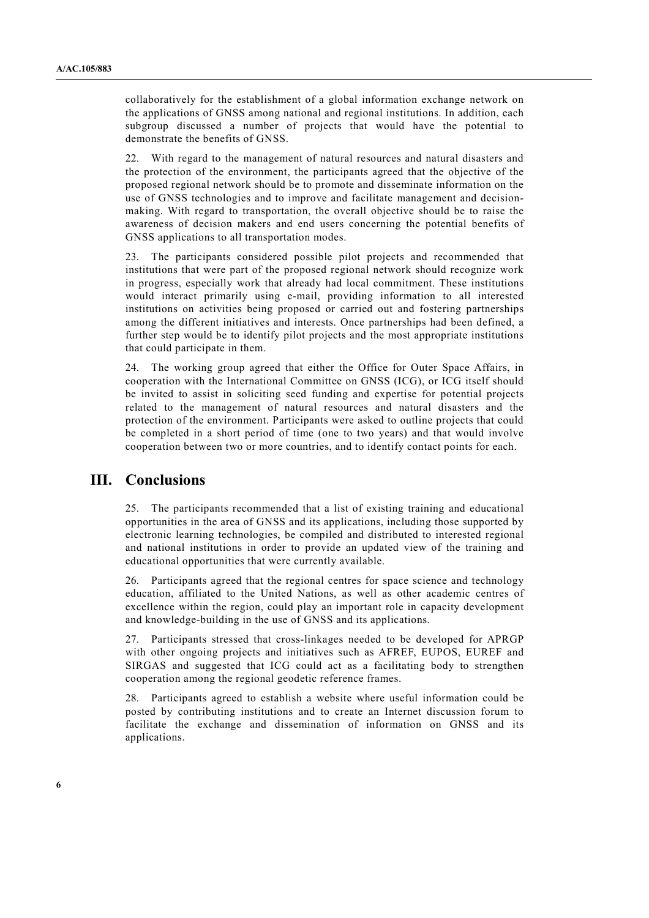collaboratively for the establishment of a global information exchange network on the applications of GNSS among national and regional institutions. In addition, each subgroup discussed a number of projects that would have the potential to demonstrate the benefits of GNSS.

22. With regard to the management of natural resources and natural disasters and the protection of the environment, the participants agreed that the objective of the proposed regional network should be to promote and disseminate information on the use of GNSS technologies and to improve and facilitate management and decision-making. With regard to transportation, the overall objective should be to raise the awareness of decision makers and end users concerning the potential benefits of GNSS applications to all transportation modes.

23. The participants considered possible pilot projects and recommended that institutions that were part of the proposed regional network should recognize work in progress, especially work that already had local commitment. These institutions would interact primarily using e-mail, providing information to all interested institutions on activities being proposed or carried out and fostering partnerships among the different initiatives and interests. Once partnerships had been defined, a further step would be to identify pilot projects and the most appropriate institutions that could participate in them.

24. The working group agreed that either the Office for Outer Space Affairs, in cooperation with the International Committee on GNSS (ICG), or ICG itself should be invited to assist in soliciting seed funding and expertise for potential projects related to the management of natural resources and natural disasters and the protection of the environment. Participants were asked to outline projects that could be completed in a short period of time (one to two years) and that would involve cooperation between two or more countries, and to identify contact points for each.

# III. Conclusions

25. The participants recommended that a list of existing training and educational opportunities in the area of GNSS and its applications, including those supported by electronic learning technologies, be compiled and distributed to interested regional and national institutions in order to provide an updated view of the training and educational opportunities that were currently available.

26. Participants agreed that the regional centres for space science and technology education, affiliated to the United Nations, as well as other academic centres of excellence within the region, could play an important role in capacity development and knowledge-building in the use of GNSS and its applications.

27. Participants stressed that cross-linkages needed to be developed for APRGP with other ongoing projects and initiatives such as AFREF, EUPOS, EUREF and SIRGAS and suggested that ICG could act as a facilitating body to strengthen cooperation among the regional geodetic reference frames.

28. Participants agreed to establish a website where useful information could be posted by contributing institutions and to create an Internet discussion forum to facilitate the exchange and dissemination of information on GNSS and its applications.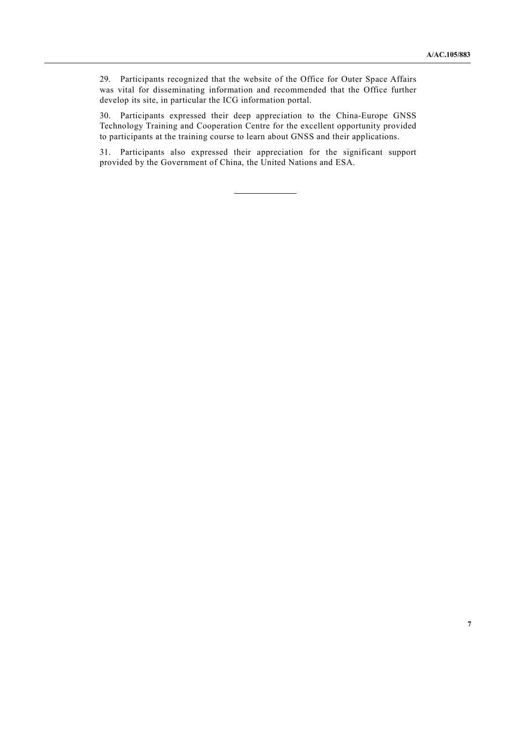29. Participants recognized that the website of the Office for Outer Space Affairs was vital for disseminating information and recommended that the Office further develop its site, in particular the ICG information portal.

30. Participants expressed their deep appreciation to the China-Europe GNSS Technology Training and Cooperation Centre for the excellent opportunity provided to participants at the training course to learn about GNSS and their applications.

31. Participants also expressed their appreciation for the significant support provided by the Government of China, the United Nations and ESA.